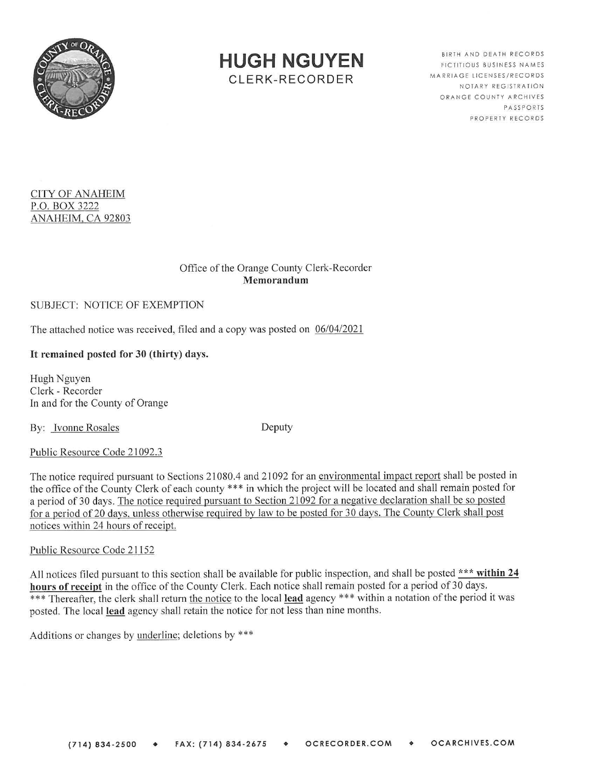# HUGH NGUYEN

CLERK-RECORDER

BIRTH AND DEATH RECORDS
FICTITIOUS BUSINESS NAMES
MARRIAGE LICENSES/RECORDS
NOTARY REGISTRATION
ORANGE COUNTY ARCHIVES
PASSPORTS
PROPERTY RECORDS

<u>CITY OF ANAHEIM</u>
<u>P.O. BOX 3222</u>
<u>ANAHEIM, CA 92803</u>

Office of the Orange County Clerk-Recorder
**Memorandum**

SUBJECT: NOTICE OF EXEMPTION

The attached notice was received, filed and a copy was posted on <u>06/04/2021</u>

**It remained posted for 30 (thirty) days.**

Hugh Nguyen
Clerk - Recorder
In and for the County of Orange

By: <u>Ivonne Rosales</u> Deputy

<u>Public Resource Code 21092.3</u>

The notice required pursuant to Sections 21080.4 and 21092 for an <u>environmental impact report</u> shall be posted in the office of the County Clerk of each county *** in which the project will be located and shall remain posted for a period of 30 days. <u>The notice required pursuant to Section 21092 for a negative declaration shall be so posted for a period of 20 days, unless otherwise required by law to be posted for 30 days. The County Clerk shall post notices within 24 hours of receipt.</u>

<u>Public Resource Code 21152</u>

All notices filed pursuant to this section shall be available for public inspection, and shall be posted <u>**\*\*\* within 24 hours of receipt**</u> in the office of the County Clerk. Each notice shall remain posted for a period of 30 days. *** Thereafter, the clerk shall return <u>the notice</u> to the local <u>**lead**</u> agency *** within a notation of the period it was posted. The local <u>**lead**</u> agency shall retain the notice for not less than nine months.

Additions or changes by <u>underline</u>; deletions by ***

(714) 834-2500 ◆ FAX: (714) 834-2675 ◆ OCRECORDER.COM ◆ OCARCHIVES.COM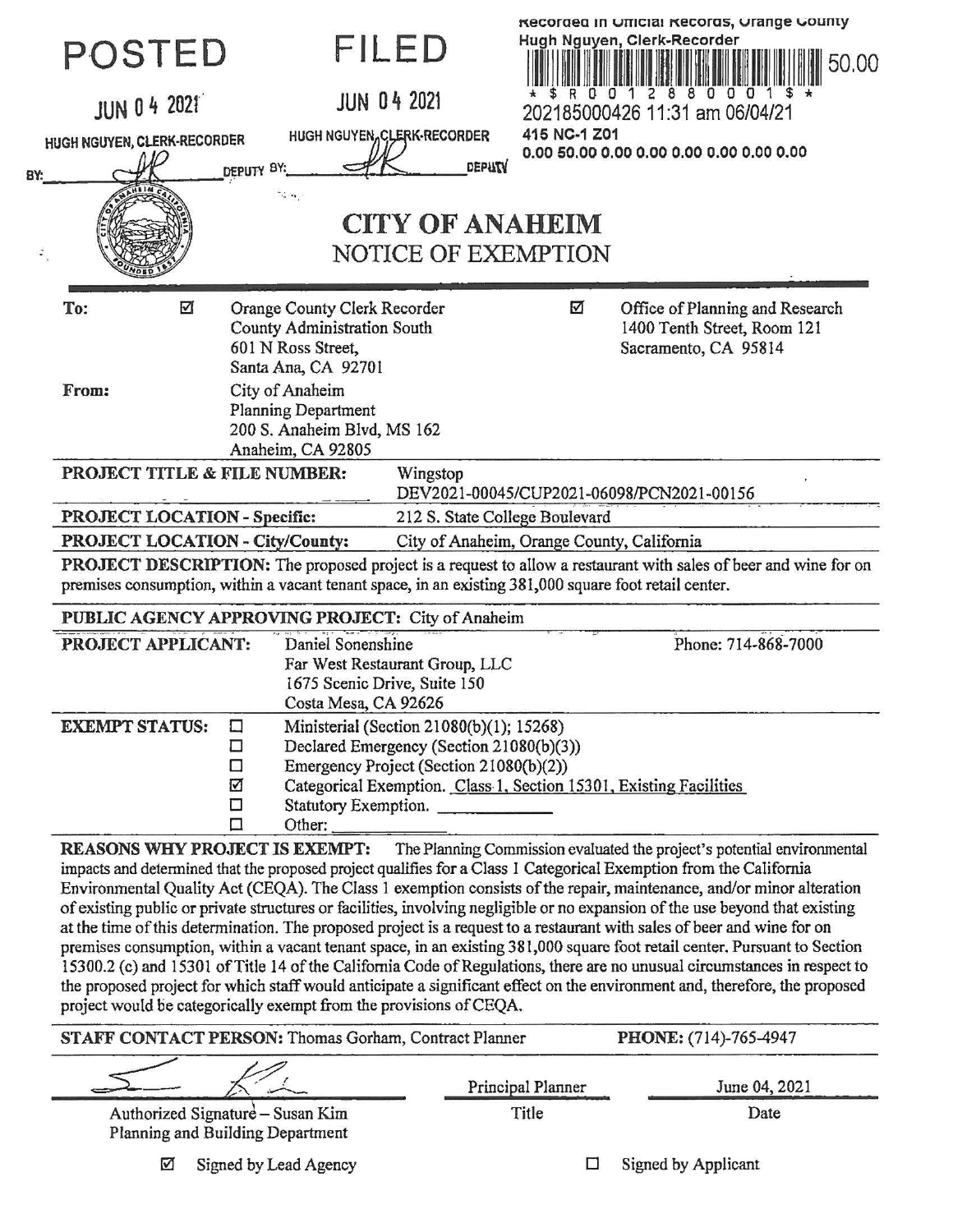**POSTED**

JUN 04 2021

HUGH NGUYEN, CLERK-RECORDER

BY: ________ DEPUTY

**FILED**

JUN 04 2021

HUGH NGUYEN, CLERK-RECORDER

BY: ________ DEPUTY

Recorded in Official Records, Orange County
Hugh Nguyen, Clerk-Recorder

50.00

\* $ R 0 0 1 2 8 8 0 0 0 1 $ \*

202185000426 11:31 am 06/04/21

415 NC-1 Z01

0.00 50.00 0.00 0.00 0.00 0.00 0.00 0.00

# CITY OF ANAHEIM

## NOTICE OF EXEMPTION

**To:** ☑ Orange County Clerk Recorder
County Administration South
601 N Ross Street,
Santa Ana, CA 92701

☑ Office of Planning and Research
1400 Tenth Street, Room 121
Sacramento, CA 95814

**From:** City of Anaheim
Planning Department
200 S. Anaheim Blvd, MS 162
Anaheim, CA 92805

**PROJECT TITLE & FILE NUMBER:** Wingstop
DEV2021-00045/CUP2021-06098/PCN2021-00156

**PROJECT LOCATION - Specific:** 212 S. State College Boulevard

**PROJECT LOCATION - City/County:** City of Anaheim, Orange County, California

**PROJECT DESCRIPTION:** The proposed project is a request to allow a restaurant with sales of beer and wine for on premises consumption, within a vacant tenant space, in an existing 381,000 square foot retail center.

**PUBLIC AGENCY APPROVING PROJECT:** City of Anaheim

**PROJECT APPLICANT:** Daniel Sonenshine
Far West Restaurant Group, LLC
1675 Scenic Drive, Suite 150
Costa Mesa, CA 92626

Phone: 714-868-7000

**EXEMPT STATUS:**

- ☐ Ministerial (Section 21080(b)(1); 15268)
- ☐ Declared Emergency (Section 21080(b)(3))
- ☐ Emergency Project (Section 21080(b)(2))
- ☑ Categorical Exemption. Class 1, Section 15301, Existing Facilities
- ☐ Statutory Exemption. ________
- ☐ Other: ________

**REASONS WHY PROJECT IS EXEMPT:** The Planning Commission evaluated the project's potential environmental impacts and determined that the proposed project qualifies for a Class 1 Categorical Exemption from the California Environmental Quality Act (CEQA). The Class 1 exemption consists of the repair, maintenance, and/or minor alteration of existing public or private structures or facilities, involving negligible or no expansion of the use beyond that existing at the time of this determination. The proposed project is a request to a restaurant with sales of beer and wine for on premises consumption, within a vacant tenant space, in an existing 381,000 square foot retail center. Pursuant to Section 15300.2 (c) and 15301 of Title 14 of the California Code of Regulations, there are no unusual circumstances in respect to the proposed project for which staff would anticipate a significant effect on the environment and, therefore, the proposed project would be categorically exempt from the provisions of CEQA.

**STAFF CONTACT PERSON:** Thomas Gorham, Contract Planner

**PHONE:** (714)-765-4947

| Authorized Signature – Susan Kim, Planning and Building Department | Principal Planner | June 04, 2021 |
| --- | --- | --- |
| | Title | Date |

☑ Signed by Lead Agency

☐ Signed by Applicant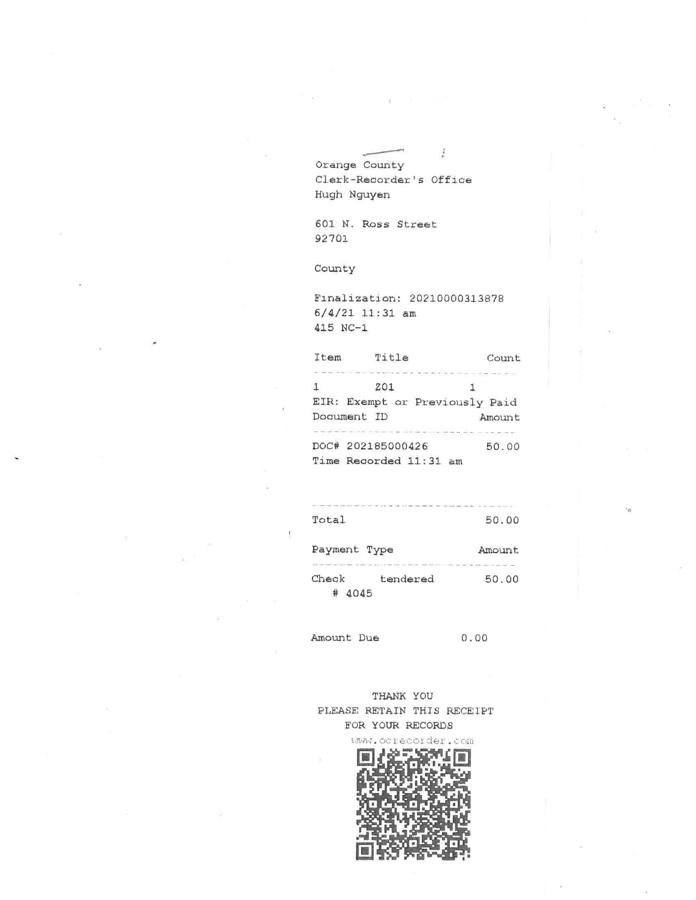Orange County
Clerk-Recorder's Office
Hugh Nguyen

601 N. Ross Street
92701

County

Finalization: 20210000313878
6/4/21 11:31 am
415 NC-1

| Item | Title | Count |
|---|---|---|
| 1 | Z01 | 1 |

EIR: Exempt or Previously Paid

| Document ID | Amount |
|---|---|
| DOC# 202185000426 | 50.00 |

Time Recorded 11:31 am

| | |
|---|---|
| Total | 50.00 |

| Payment Type | | Amount |
|---|---|---|
| Check # 4045 | tendered | 50.00 |

Amount Due 0.00

THANK YOU
PLEASE RETAIN THIS RECEIPT
FOR YOUR RECORDS
www.ocrecorder.com